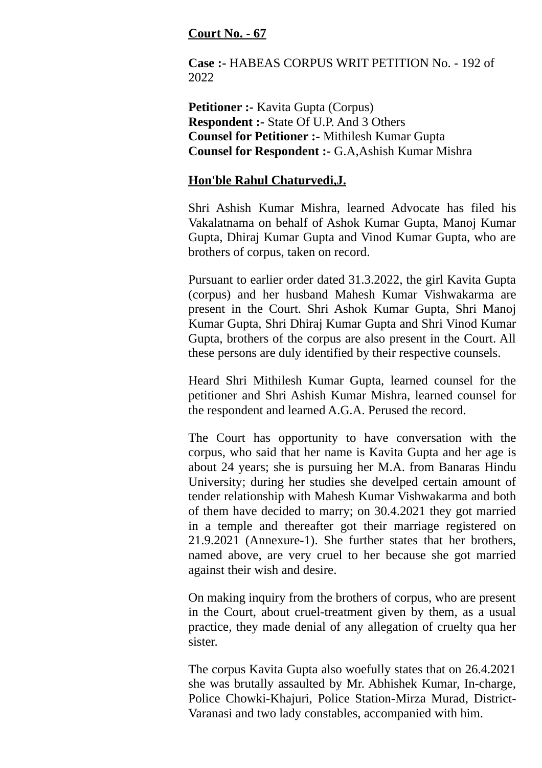**Court No. - 67**

**Case :-** HABEAS CORPUS WRIT PETITION No. - 192 of 2022

**Petitioner :-** Kavita Gupta (Corpus)
**Respondent :-** State Of U.P. And 3 Others
**Counsel for Petitioner :-** Mithilesh Kumar Gupta
**Counsel for Respondent :-** G.A,Ashish Kumar Mishra

**Hon'ble Rahul Chaturvedi,J.**

Shri Ashish Kumar Mishra, learned Advocate has filed his Vakalatnama on behalf of Ashok Kumar Gupta, Manoj Kumar Gupta, Dhiraj Kumar Gupta and Vinod Kumar Gupta, who are brothers of corpus, taken on record.

Pursuant to earlier order dated 31.3.2022, the girl Kavita Gupta (corpus) and her husband Mahesh Kumar Vishwakarma are present in the Court. Shri Ashok Kumar Gupta, Shri Manoj Kumar Gupta, Shri Dhiraj Kumar Gupta and Shri Vinod Kumar Gupta, brothers of the corpus are also present in the Court. All these persons are duly identified by their respective counsels.

Heard Shri Mithilesh Kumar Gupta, learned counsel for the petitioner and Shri Ashish Kumar Mishra, learned counsel for the respondent and learned A.G.A. Perused the record.

The Court has opportunity to have conversation with the corpus, who said that her name is Kavita Gupta and her age is about 24 years; she is pursuing her M.A. from Banaras Hindu University; during her studies she develped certain amount of tender relationship with Mahesh Kumar Vishwakarma and both of them have decided to marry; on 30.4.2021 they got married in a temple and thereafter got their marriage registered on 21.9.2021 (Annexure-1). She further states that her brothers, named above, are very cruel to her because she got married against their wish and desire.

On making inquiry from the brothers of corpus, who are present in the Court, about cruel-treatment given by them, as a usual practice, they made denial of any allegation of cruelty qua her sister.

The corpus Kavita Gupta also woefully states that on 26.4.2021 she was brutally assaulted by Mr. Abhishek Kumar, In-charge, Police Chowki-Khajuri, Police Station-Mirza Murad, District-Varanasi and two lady constables, accompanied with him.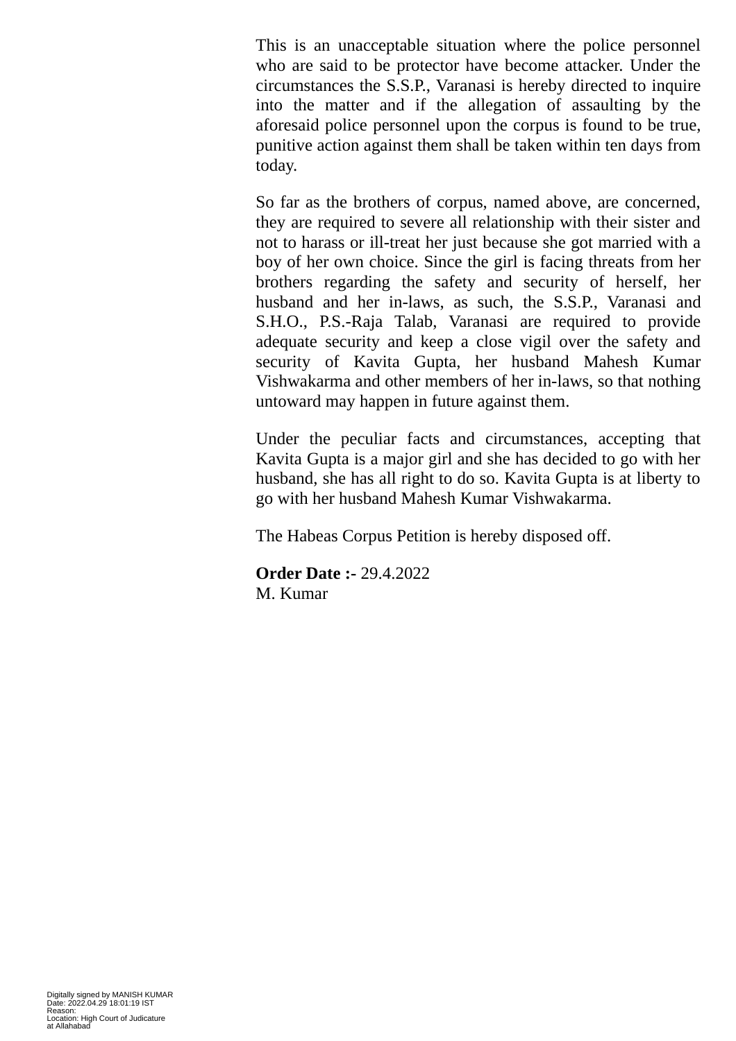This is an unacceptable situation where the police personnel who are said to be protector have become attacker. Under the circumstances the S.S.P., Varanasi is hereby directed to inquire into the matter and if the allegation of assaulting by the aforesaid police personnel upon the corpus is found to be true, punitive action against them shall be taken within ten days from today.

So far as the brothers of corpus, named above, are concerned, they are required to severe all relationship with their sister and not to harass or ill-treat her just because she got married with a boy of her own choice. Since the girl is facing threats from her brothers regarding the safety and security of herself, her husband and her in-laws, as such, the S.S.P., Varanasi and S.H.O., P.S.-Raja Talab, Varanasi are required to provide adequate security and keep a close vigil over the safety and security of Kavita Gupta, her husband Mahesh Kumar Vishwakarma and other members of her in-laws, so that nothing untoward may happen in future against them.

Under the peculiar facts and circumstances, accepting that Kavita Gupta is a major girl and she has decided to go with her husband, she has all right to do so. Kavita Gupta is at liberty to go with her husband Mahesh Kumar Vishwakarma.

The Habeas Corpus Petition is hereby disposed off.

**Order Date :-** 29.4.2022
M. Kumar

Digitally signed by MANISH KUMAR
Date: 2022.04.29 18:01:19 IST
Reason:
Location: High Court of Judicature at Allahabad